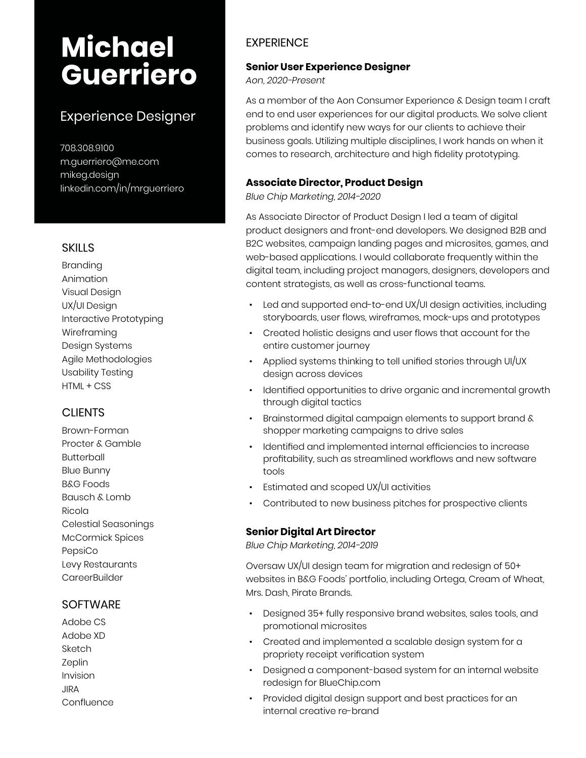# Michael Guerriero

Experience Designer

708.308.9100
m.guerriero@me.com
mikeg.design
linkedin.com/in/mrguerriero

## SKILLS

Branding
Animation
Visual Design
UX/UI Design
Interactive Prototyping
Wireframing
Design Systems
Agile Methodologies
Usability Testing
HTML + CSS

## CLIENTS

Brown-Forman
Procter & Gamble
Butterball
Blue Bunny
B&G Foods
Bausch & Lomb
Ricola
Celestial Seasonings
McCormick Spices
PepsiCo
Levy Restaurants
CareerBuilder

## SOFTWARE

Adobe CS
Adobe XD
Sketch
Zeplin
Invision
JIRA
Confluence

## EXPERIENCE

### Senior User Experience Designer

*Aon, 2020-Present*

As a member of the Aon Consumer Experience & Design team I craft end to end user experiences for our digital products. We solve client problems and identify new ways for our clients to achieve their business goals. Utilizing multiple disciplines, I work hands on when it comes to research, architecture and high fidelity prototyping.

### Associate Director, Product Design

*Blue Chip Marketing, 2014-2020*

As Associate Director of Product Design I led a team of digital product designers and front-end developers. We designed B2B and B2C websites, campaign landing pages and microsites, games, and web-based applications. I would collaborate frequently within the digital team, including project managers, designers, developers and content strategists, as well as cross-functional teams.

- Led and supported end-to-end UX/UI design activities, including storyboards, user flows, wireframes, mock-ups and prototypes
- Created holistic designs and user flows that account for the entire customer journey
- Applied systems thinking to tell unified stories through UI/UX design across devices
- Identified opportunities to drive organic and incremental growth through digital tactics
- Brainstormed digital campaign elements to support brand & shopper marketing campaigns to drive sales
- Identified and implemented internal efficiencies to increase profitability, such as streamlined workflows and new software tools
- Estimated and scoped UX/UI activities
- Contributed to new business pitches for prospective clients

### Senior Digital Art Director

*Blue Chip Marketing, 2014-2019*

Oversaw UX/UI design team for migration and redesign of 50+ websites in B&G Foods' portfolio, including Ortega, Cream of Wheat, Mrs. Dash, Pirate Brands.

- Designed 35+ fully responsive brand websites, sales tools, and promotional microsites
- Created and implemented a scalable design system for a propriety receipt verification system
- Designed a component-based system for an internal website redesign for BlueChip.com
- Provided digital design support and best practices for an internal creative re-brand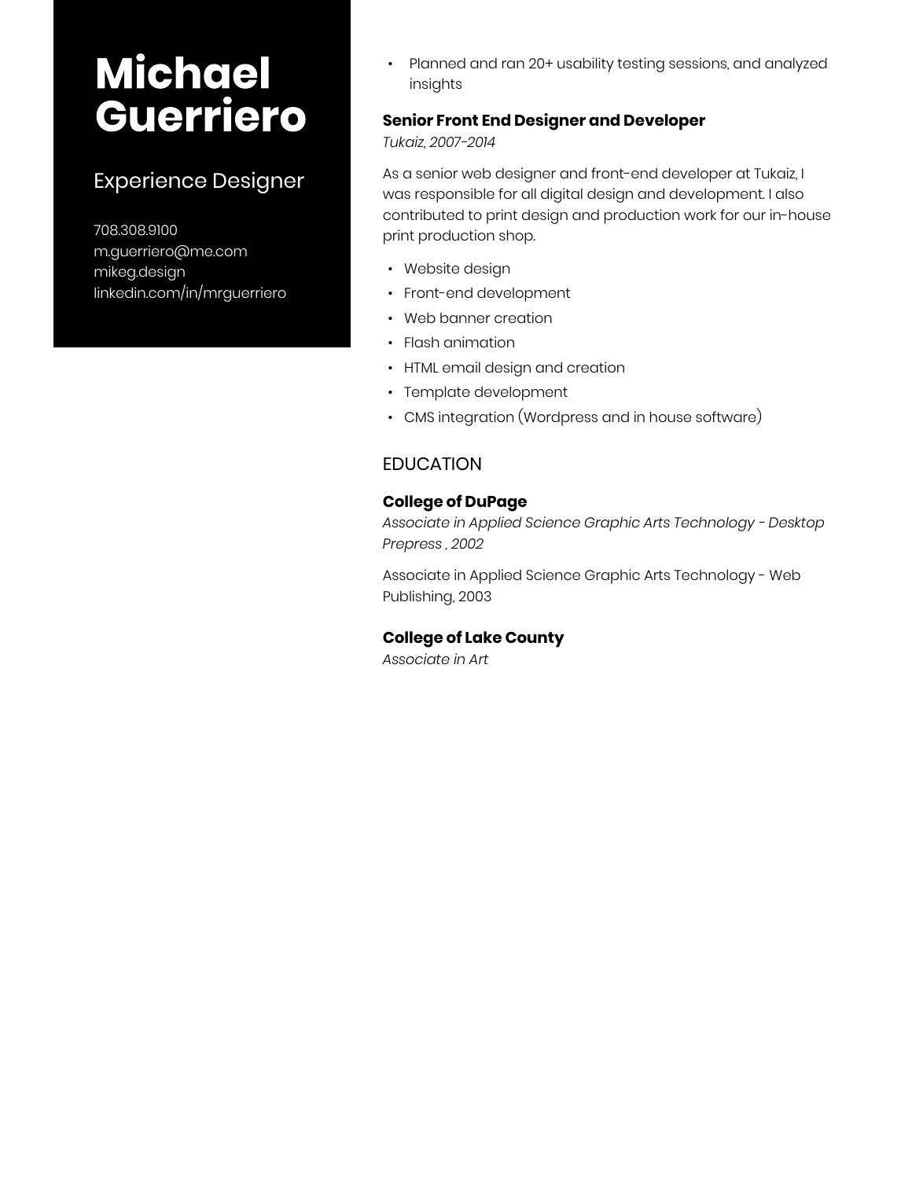# Michael Guerriero

## Experience Designer

708.308.9100
m.guerriero@me.com
mikeg.design
linkedin.com/in/mrguerriero

- Planned and ran 20+ usability testing sessions, and analyzed insights

### Senior Front End Designer and Developer

*Tukaiz, 2007-2014*

As a senior web designer and front-end developer at Tukaiz, I was responsible for all digital design and development. I also contributed to print design and production work for our in-house print production shop.

- Website design
- Front-end development
- Web banner creation
- Flash animation
- HTML email design and creation
- Template development
- CMS integration (Wordpress and in house software)

## EDUCATION

### College of DuPage

*Associate in Applied Science Graphic Arts Technology - Desktop Prepress , 2002*

Associate in Applied Science Graphic Arts Technology - Web Publishing, 2003

### College of Lake County

*Associate in Art*